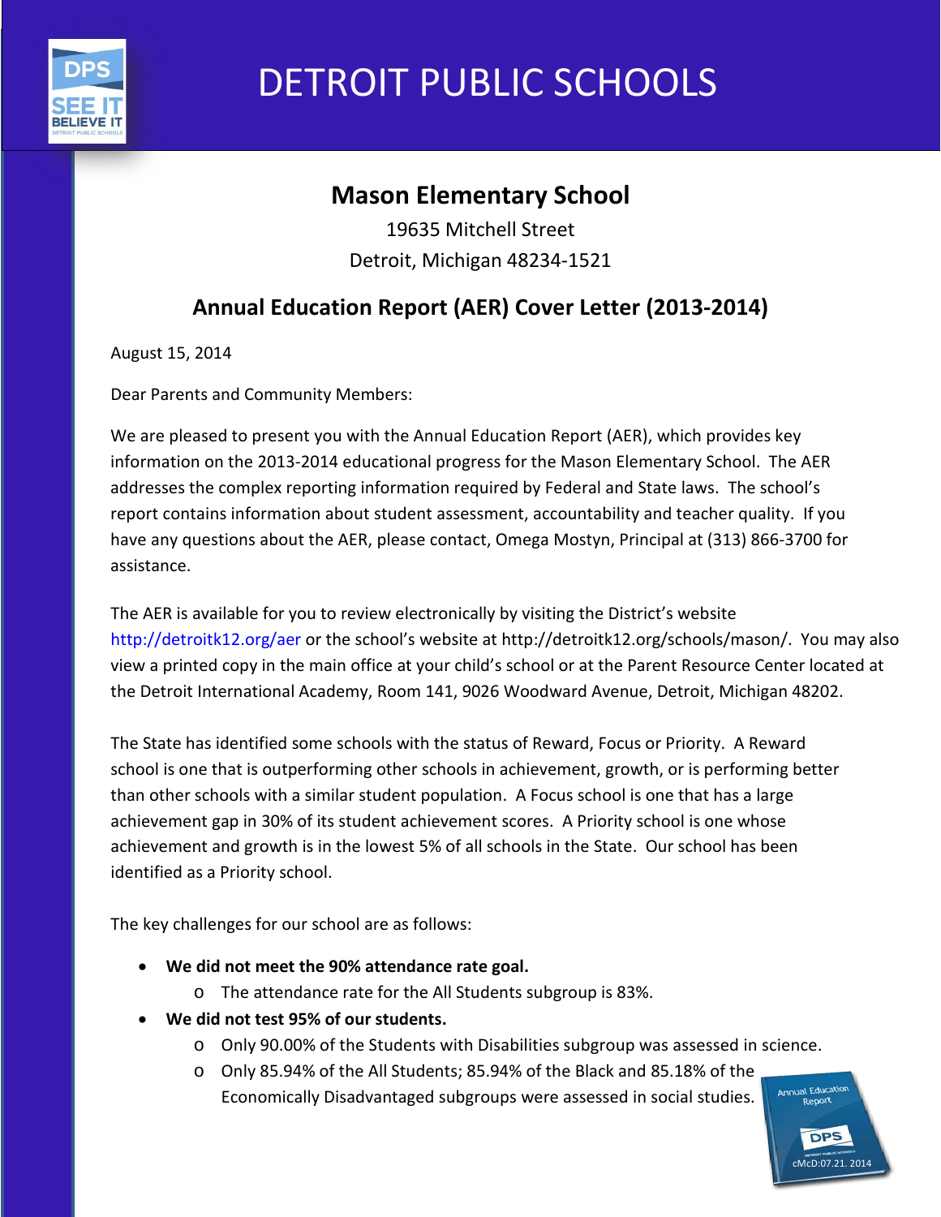# DETROIT PUBLIC SCHOOLS

## Mason Elementary School

19635 Mitchell Street

Detroit, Michigan 48234-1521

## Annual Education Report (AER) Cover Letter (2013-2014)

August 15, 2014

Dear Parents and Community Members:

We are pleased to present you with the Annual Education Report (AER), which provides key information on the 2013-2014 educational progress for the Mason Elementary School. The AER addresses the complex reporting information required by Federal and State laws. The school's report contains information about student assessment, accountability and teacher quality. If you have any questions about the AER, please contact, Omega Mostyn, Principal at (313) 866-3700 for assistance.

The AER is available for you to review electronically by visiting the District's website http://detroitk12.org/aer or the school's website at http://detroitk12.org/schools/mason/. You may also view a printed copy in the main office at your child's school or at the Parent Resource Center located at the Detroit International Academy, Room 141, 9026 Woodward Avenue, Detroit, Michigan 48202.

The State has identified some schools with the status of Reward, Focus or Priority. A Reward school is one that is outperforming other schools in achievement, growth, or is performing better than other schools with a similar student population. A Focus school is one that has a large achievement gap in 30% of its student achievement scores. A Priority school is one whose achievement and growth is in the lowest 5% of all schools in the State. Our school has been identified as a Priority school.

The key challenges for our school are as follows:

- **We did not meet the 90% attendance rate goal.**
  - The attendance rate for the All Students subgroup is 83%.
- **We did not test 95% of our students.**
  - Only 90.00% of the Students with Disabilities subgroup was assessed in science.
  - Only 85.94% of the All Students; 85.94% of the Black and 85.18% of the Economically Disadvantaged subgroups were assessed in social studies.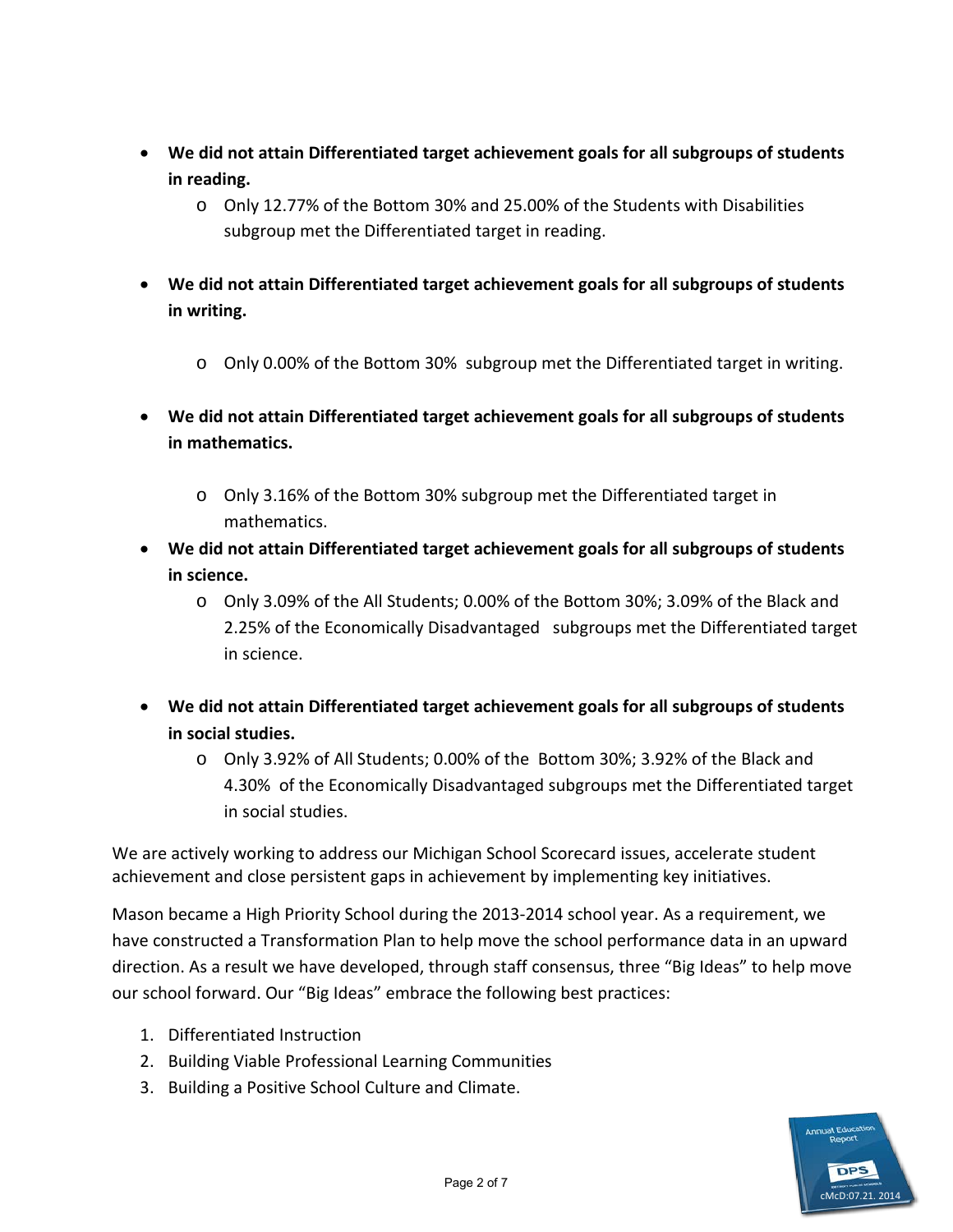- **We did not attain Differentiated target achievement goals for all subgroups of students in reading.**
  - Only 12.77% of the Bottom 30% and 25.00% of the Students with Disabilities subgroup met the Differentiated target in reading.
- **We did not attain Differentiated target achievement goals for all subgroups of students in writing.**
  - Only 0.00% of the Bottom 30% subgroup met the Differentiated target in writing.
- **We did not attain Differentiated target achievement goals for all subgroups of students in mathematics.**
  - Only 3.16% of the Bottom 30% subgroup met the Differentiated target in mathematics.
- **We did not attain Differentiated target achievement goals for all subgroups of students in science.**
  - Only 3.09% of the All Students; 0.00% of the Bottom 30%; 3.09% of the Black and 2.25% of the Economically Disadvantaged subgroups met the Differentiated target in science.
- **We did not attain Differentiated target achievement goals for all subgroups of students in social studies.**
  - Only 3.92% of All Students; 0.00% of the Bottom 30%; 3.92% of the Black and 4.30% of the Economically Disadvantaged subgroups met the Differentiated target in social studies.

We are actively working to address our Michigan School Scorecard issues, accelerate student achievement and close persistent gaps in achievement by implementing key initiatives.

Mason became a High Priority School during the 2013-2014 school year. As a requirement, we have constructed a Transformation Plan to help move the school performance data in an upward direction. As a result we have developed, through staff consensus, three "Big Ideas" to help move our school forward. Our "Big Ideas" embrace the following best practices:

1. Differentiated Instruction
2. Building Viable Professional Learning Communities
3. Building a Positive School Culture and Climate.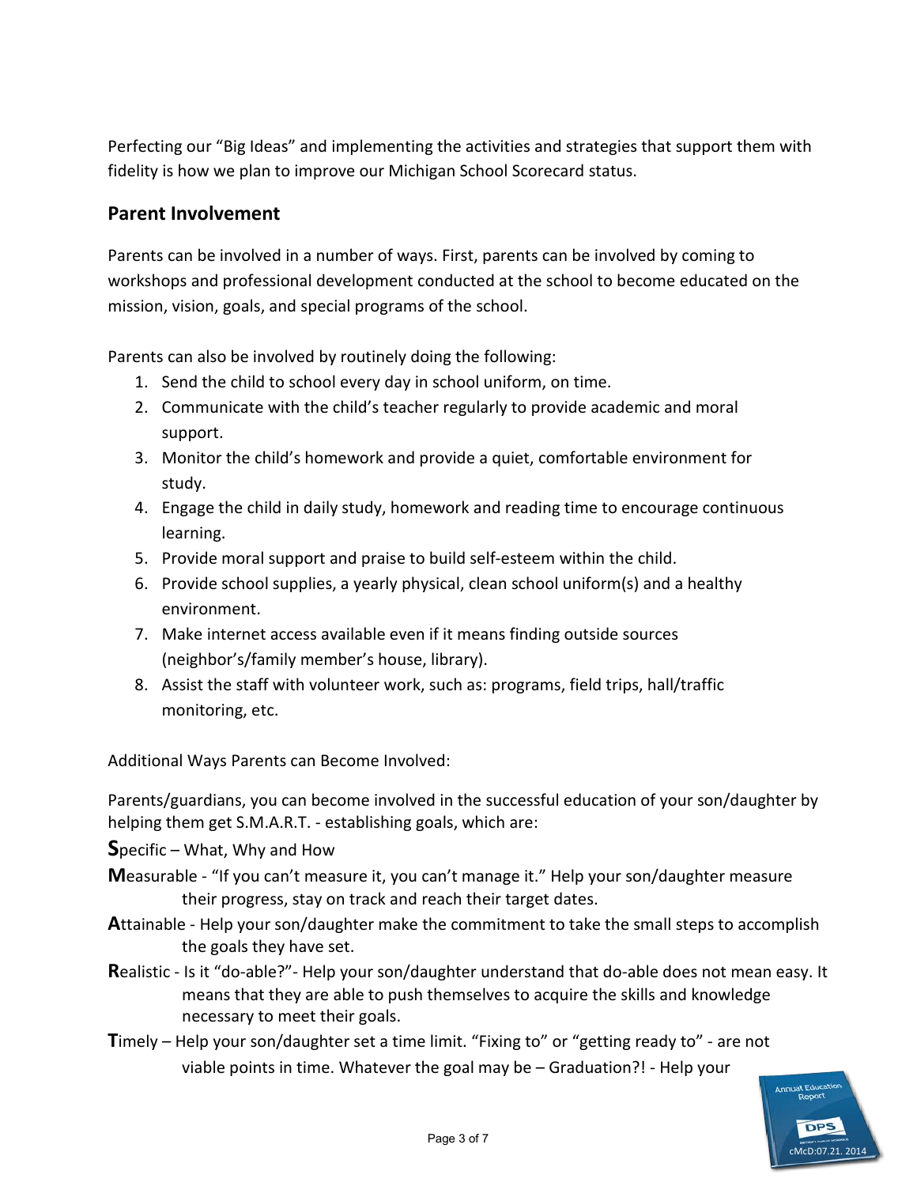Perfecting our "Big Ideas" and implementing the activities and strategies that support them with fidelity is how we plan to improve our Michigan School Scorecard status.

## Parent Involvement

Parents can be involved in a number of ways. First, parents can be involved by coming to workshops and professional development conducted at the school to become educated on the mission, vision, goals, and special programs of the school.

Parents can also be involved by routinely doing the following:

1. Send the child to school every day in school uniform, on time.
2. Communicate with the child's teacher regularly to provide academic and moral support.
3. Monitor the child's homework and provide a quiet, comfortable environment for study.
4. Engage the child in daily study, homework and reading time to encourage continuous learning.
5. Provide moral support and praise to build self-esteem within the child.
6. Provide school supplies, a yearly physical, clean school uniform(s) and a healthy environment.
7. Make internet access available even if it means finding outside sources (neighbor's/family member's house, library).
8. Assist the staff with volunteer work, such as: programs, field trips, hall/traffic monitoring, etc.

Additional Ways Parents can Become Involved:

Parents/guardians, you can become involved in the successful education of your son/daughter by helping them get S.M.A.R.T. - establishing goals, which are:

**S**pecific – What, Why and How

**M**easurable - "If you can't measure it, you can't manage it." Help your son/daughter measure their progress, stay on track and reach their target dates.

**A**ttainable - Help your son/daughter make the commitment to take the small steps to accomplish the goals they have set.

**R**ealistic - Is it "do-able?"- Help your son/daughter understand that do-able does not mean easy. It means that they are able to push themselves to acquire the skills and knowledge necessary to meet their goals.

**T**imely – Help your son/daughter set a time limit. "Fixing to" or "getting ready to" - are not viable points in time. Whatever the goal may be – Graduation?! - Help your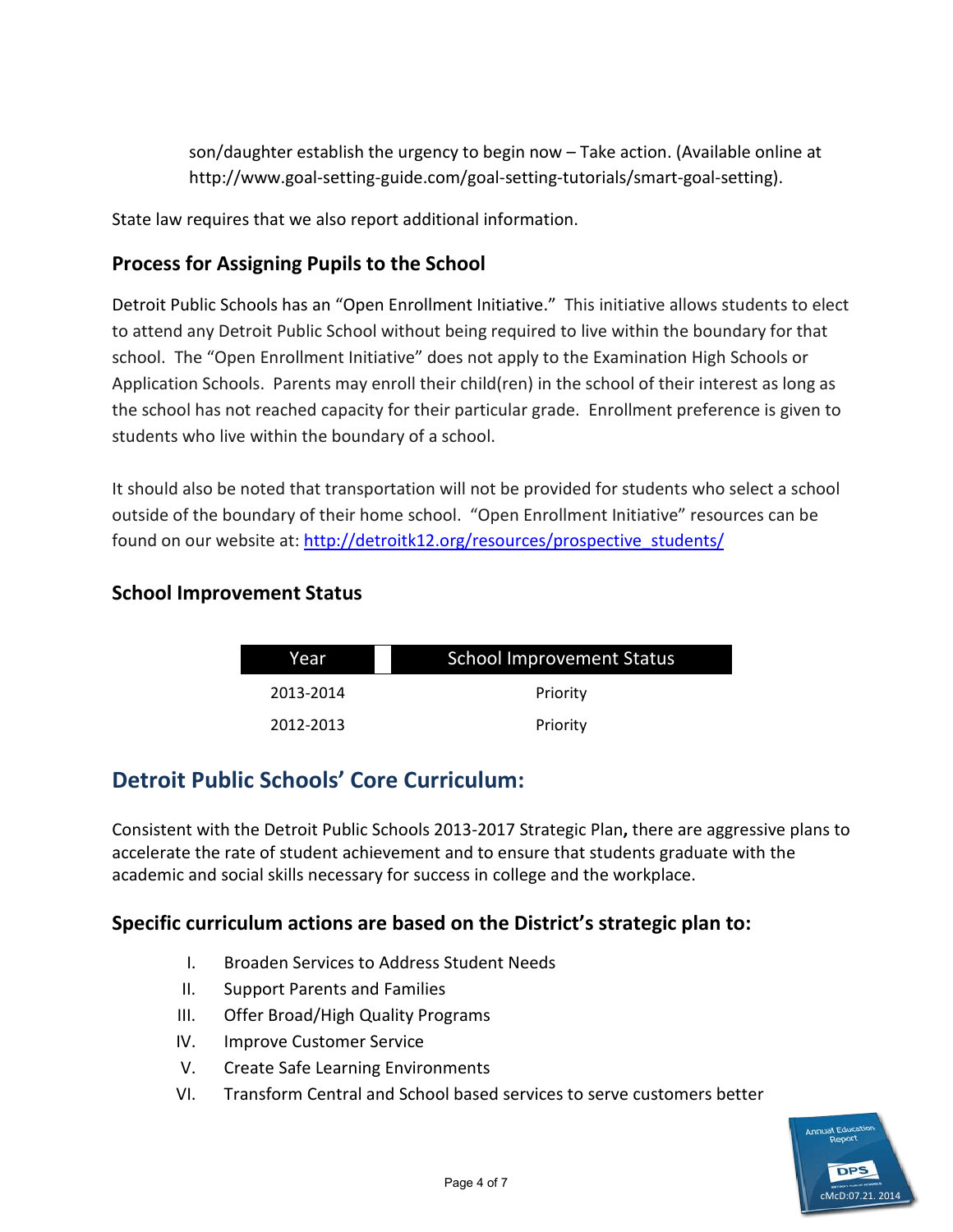son/daughter establish the urgency to begin now – Take action. (Available online at http://www.goal-setting-guide.com/goal-setting-tutorials/smart-goal-setting).

State law requires that we also report additional information.

### Process for Assigning Pupils to the School

Detroit Public Schools has an "Open Enrollment Initiative." This initiative allows students to elect to attend any Detroit Public School without being required to live within the boundary for that school. The "Open Enrollment Initiative" does not apply to the Examination High Schools or Application Schools. Parents may enroll their child(ren) in the school of their interest as long as the school has not reached capacity for their particular grade. Enrollment preference is given to students who live within the boundary of a school.

It should also be noted that transportation will not be provided for students who select a school outside of the boundary of their home school. "Open Enrollment Initiative" resources can be found on our website at: http://detroitk12.org/resources/prospective_students/

### School Improvement Status

| Year | School Improvement Status |
|---|---|
| 2013-2014 | Priority |
| 2012-2013 | Priority |

## Detroit Public Schools' Core Curriculum:

Consistent with the Detroit Public Schools 2013-2017 Strategic Plan**,** there are aggressive plans to accelerate the rate of student achievement and to ensure that students graduate with the academic and social skills necessary for success in college and the workplace.

### Specific curriculum actions are based on the District's strategic plan to:

I. Broaden Services to Address Student Needs
II. Support Parents and Families
III. Offer Broad/High Quality Programs
IV. Improve Customer Service
V. Create Safe Learning Environments
VI. Transform Central and School based services to serve customers better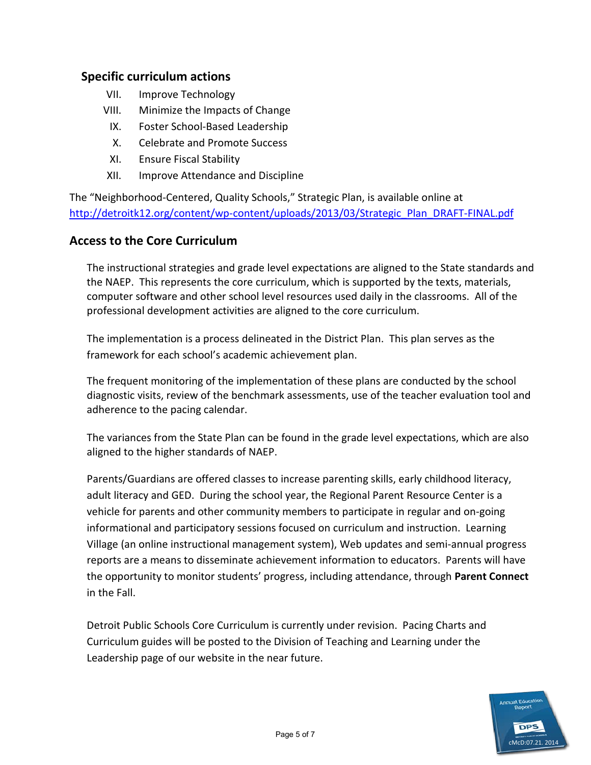### Specific curriculum actions

VII. Improve Technology
VIII. Minimize the Impacts of Change
IX. Foster School-Based Leadership
X. Celebrate and Promote Success
XI. Ensure Fiscal Stability
XII. Improve Attendance and Discipline

The "Neighborhood-Centered, Quality Schools," Strategic Plan, is available online at http://detroitk12.org/content/wp-content/uploads/2013/03/Strategic_Plan_DRAFT-FINAL.pdf

## Access to the Core Curriculum

The instructional strategies and grade level expectations are aligned to the State standards and the NAEP. This represents the core curriculum, which is supported by the texts, materials, computer software and other school level resources used daily in the classrooms. All of the professional development activities are aligned to the core curriculum.

The implementation is a process delineated in the District Plan. This plan serves as the framework for each school's academic achievement plan.

The frequent monitoring of the implementation of these plans are conducted by the school diagnostic visits, review of the benchmark assessments, use of the teacher evaluation tool and adherence to the pacing calendar.

The variances from the State Plan can be found in the grade level expectations, which are also aligned to the higher standards of NAEP.

Parents/Guardians are offered classes to increase parenting skills, early childhood literacy, adult literacy and GED. During the school year, the Regional Parent Resource Center is a vehicle for parents and other community members to participate in regular and on-going informational and participatory sessions focused on curriculum and instruction. Learning Village (an online instructional management system), Web updates and semi-annual progress reports are a means to disseminate achievement information to educators. Parents will have the opportunity to monitor students' progress, including attendance, through **Parent Connect** in the Fall.

Detroit Public Schools Core Curriculum is currently under revision. Pacing Charts and Curriculum guides will be posted to the Division of Teaching and Learning under the Leadership page of our website in the near future.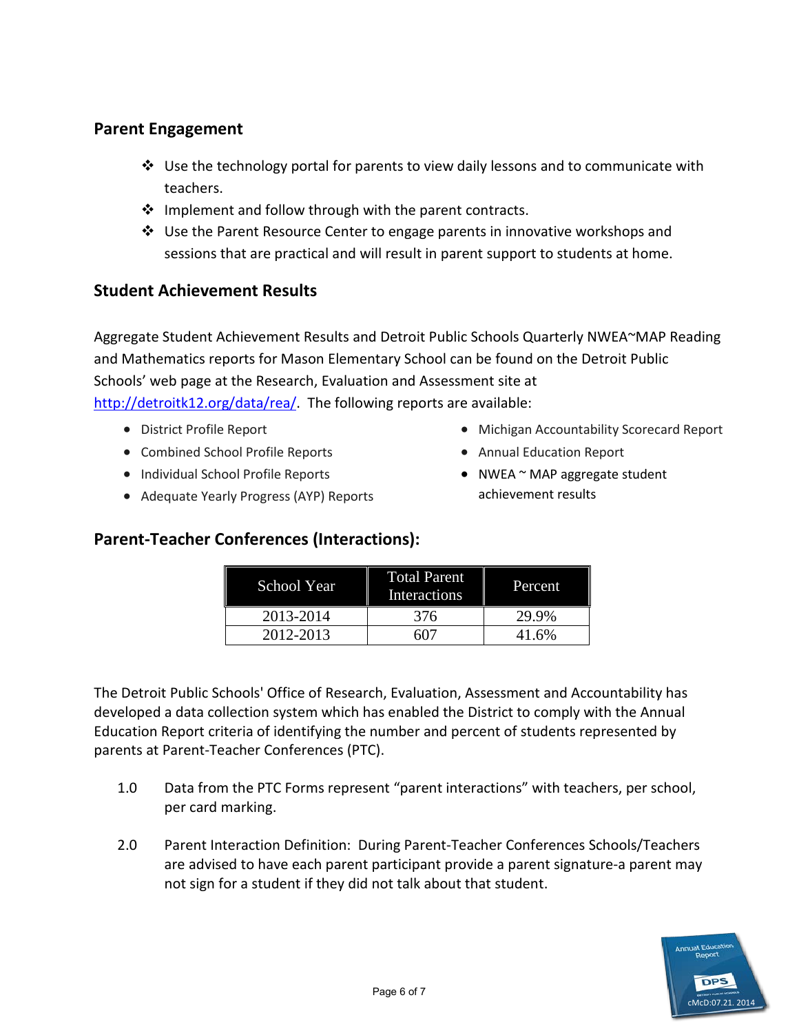## Parent Engagement

- Use the technology portal for parents to view daily lessons and to communicate with teachers.
- Implement and follow through with the parent contracts.
- Use the Parent Resource Center to engage parents in innovative workshops and sessions that are practical and will result in parent support to students at home.

## Student Achievement Results

Aggregate Student Achievement Results and Detroit Public Schools Quarterly NWEA~MAP Reading and Mathematics reports for Mason Elementary School can be found on the Detroit Public Schools' web page at the Research, Evaluation and Assessment site at [http://detroitk12.org/data/rea/](http://detroitk12.org/data/rea/). The following reports are available:

- District Profile Report
- Combined School Profile Reports
- Individual School Profile Reports
- Adequate Yearly Progress (AYP) Reports
- Michigan Accountability Scorecard Report
- Annual Education Report
- NWEA ~ MAP aggregate student achievement results

## Parent-Teacher Conferences (Interactions):

| School Year | Total Parent Interactions | Percent |
|---|---|---|
| 2013-2014 | 376 | 29.9% |
| 2012-2013 | 607 | 41.6% |

The Detroit Public Schools' Office of Research, Evaluation, Assessment and Accountability has developed a data collection system which has enabled the District to comply with the Annual Education Report criteria of identifying the number and percent of students represented by parents at Parent-Teacher Conferences (PTC).

1.0 Data from the PTC Forms represent "parent interactions" with teachers, per school, per card marking.

2.0 Parent Interaction Definition: During Parent-Teacher Conferences Schools/Teachers are advised to have each parent participant provide a parent signature-a parent may not sign for a student if they did not talk about that student.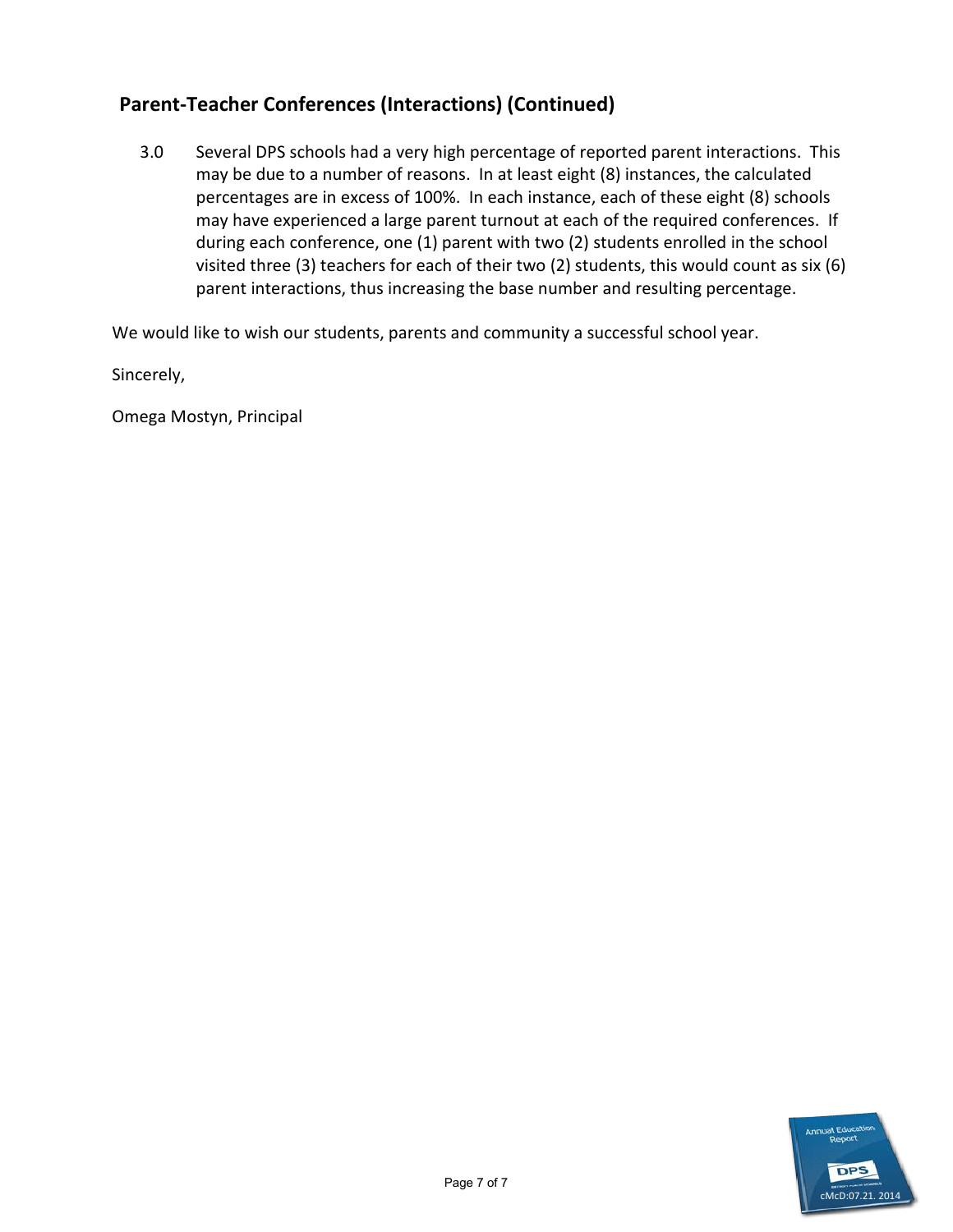## Parent-Teacher Conferences (Interactions) (Continued)

3.0 Several DPS schools had a very high percentage of reported parent interactions. This may be due to a number of reasons. In at least eight (8) instances, the calculated percentages are in excess of 100%. In each instance, each of these eight (8) schools may have experienced a large parent turnout at each of the required conferences. If during each conference, one (1) parent with two (2) students enrolled in the school visited three (3) teachers for each of their two (2) students, this would count as six (6) parent interactions, thus increasing the base number and resulting percentage.

We would like to wish our students, parents and community a successful school year.

Sincerely,

Omega Mostyn, Principal